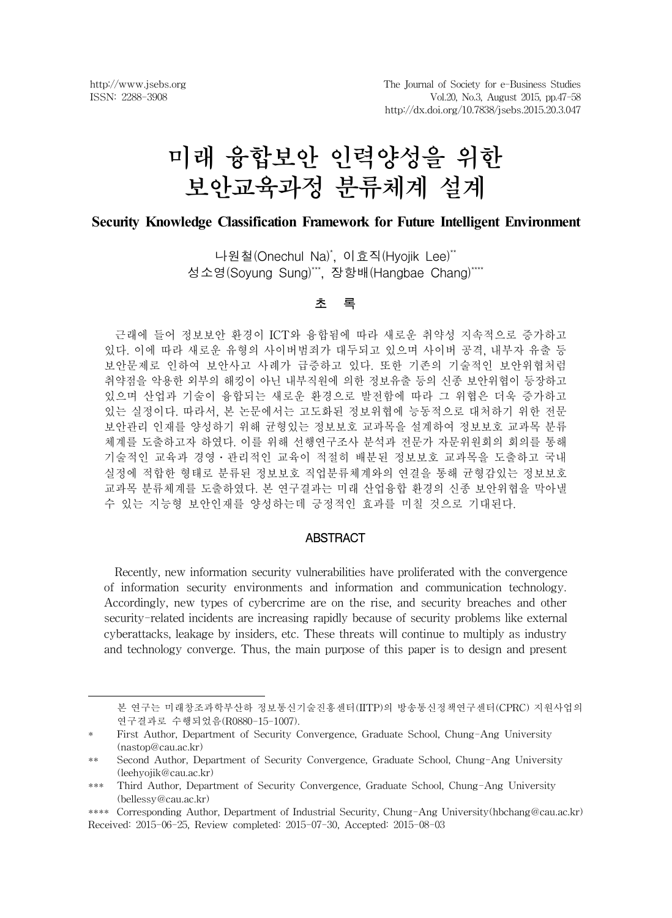# 미래 융합보안 인력양성을 위한 보안교육과정 분류체계 설계

**Security Knowledge Classification Framework for Future Intelligent Environment**

나원철(Onechul Na)[*], 이효직(Hyojik Lee)[**]
성소영(Soyung Sung)[***], 장항배(Hangbae Chang)[****]

## 초 록

근래에 들어 정보보안 환경이 ICT와 융합됨에 따라 새로운 취약성 지속적으로 증가하고 있다. 이에 따라 새로운 유형의 사이버범죄가 대두되고 있으며 사이버 공격, 내부자 유출 등 보안문제로 인하여 보안사고 사례가 급증하고 있다. 또한 기존의 기술적인 보안위협처럼 취약점을 악용한 외부의 해킹이 아닌 내부직원에 의한 정보유출 등의 신종 보안위협이 등장하고 있으며 산업과 기술이 융합되는 새로운 환경으로 발전함에 따라 그 위협은 더욱 증가하고 있는 실정이다. 따라서, 본 논문에서는 고도화된 정보위협에 능동적으로 대처하기 위한 전문 보안관리 인재를 양성하기 위해 균형있는 정보보호 교과목을 설계하여 정보보호 교과목 분류체계를 도출하고자 하였다. 이를 위해 선행연구조사 분석과 전문가 자문위원회의 회의를 통해 기술적인 교육과 경영・관리적인 교육이 적절히 배분된 정보보호 교과목을 도출하고 국내 실정에 적합한 형태로 분류된 정보보호 직업분류체계와의 연결을 통해 균형감있는 정보보호 교과목 분류체계를 도출하였다. 본 연구결과는 미래 산업융합 환경의 신종 보안위협을 막아낼 수 있는 지능형 보안인재를 양성하는데 긍정적인 효과를 미칠 것으로 기대된다.

## ABSTRACT

Recently, new information security vulnerabilities have proliferated with the convergence of information security environments and information and communication technology. Accordingly, new types of cybercrime are on the rise, and security breaches and other security-related incidents are increasing rapidly because of security problems like external cyberattacks, leakage by insiders, etc. These threats will continue to multiply as industry and technology converge. Thus, the main purpose of this paper is to design and present

---

본 연구는 미래창조과학부산하 정보통신기술진흥센터(IITP)의 방송통신정책연구센터(CPRC) 지원사업의 연구결과로 수행되었음(R0880-15-1007).

[*] First Author, Department of Security Convergence, Graduate School, Chung-Ang University (nastop@cau.ac.kr)

[**] Second Author, Department of Security Convergence, Graduate School, Chung-Ang University (leehyojik@cau.ac.kr)

[***] Third Author, Department of Security Convergence, Graduate School, Chung-Ang University (bellessy@cau.ac.kr)

[****] Corresponding Author, Department of Industrial Security, Chung-Ang University(hbchang@cau.ac.kr)

Received: 2015-06-25, Review completed: 2015-07-30, Accepted: 2015-08-03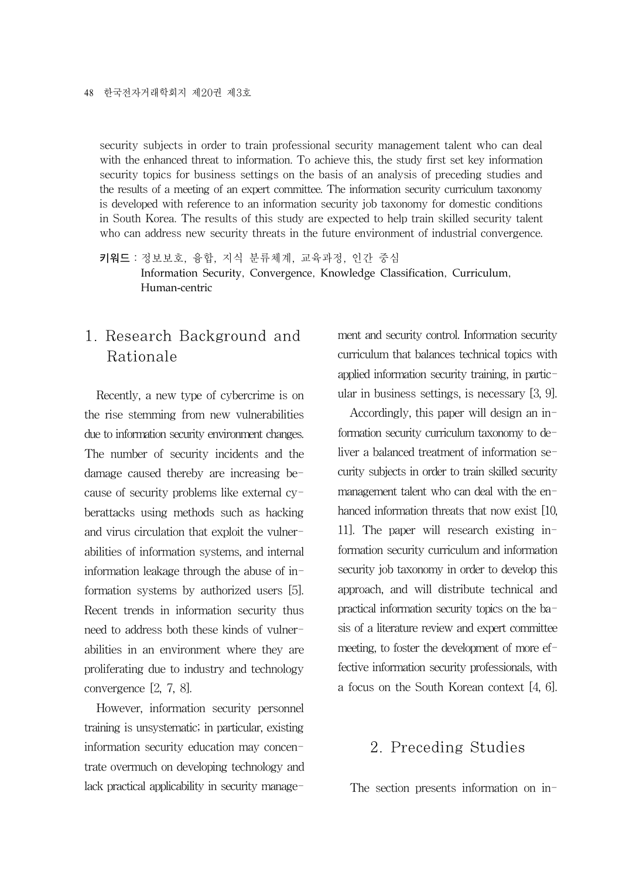security subjects in order to train professional security management talent who can deal with the enhanced threat to information. To achieve this, the study first set key information security topics for business settings on the basis of an analysis of preceding studies and the results of a meeting of an expert committee. The information security curriculum taxonomy is developed with reference to an information security job taxonomy for domestic conditions in South Korea. The results of this study are expected to help train skilled security talent who can address new security threats in the future environment of industrial convergence.

**키워드** : 정보보호, 융합, 지식 분류체계, 교육과정, 인간 중심
Information Security, Convergence, Knowledge Classification, Curriculum, Human-centric

## 1. Research Background and Rationale

Recently, a new type of cybercrime is on the rise stemming from new vulnerabilities due to information security environment changes. The number of security incidents and the damage caused thereby are increasing because of security problems like external cyberattacks using methods such as hacking and virus circulation that exploit the vulnerabilities of information systems, and internal information leakage through the abuse of information systems by authorized users [5]. Recent trends in information security thus need to address both these kinds of vulnerabilities in an environment where they are proliferating due to industry and technology convergence [2, 7, 8].

However, information security personnel training is unsystematic; in particular, existing information security education may concentrate overmuch on developing technology and lack practical applicability in security management and security control. Information security curriculum that balances technical topics with applied information security training, in particular in business settings, is necessary [3, 9].

Accordingly, this paper will design an information security curriculum taxonomy to deliver a balanced treatment of information security subjects in order to train skilled security management talent who can deal with the enhanced information threats that now exist [10, 11]. The paper will research existing information security curriculum and information security job taxonomy in order to develop this approach, and will distribute technical and practical information security topics on the basis of a literature review and expert committee meeting, to foster the development of more effective information security professionals, with a focus on the South Korean context [4, 6].

## 2. Preceding Studies

The section presents information on in-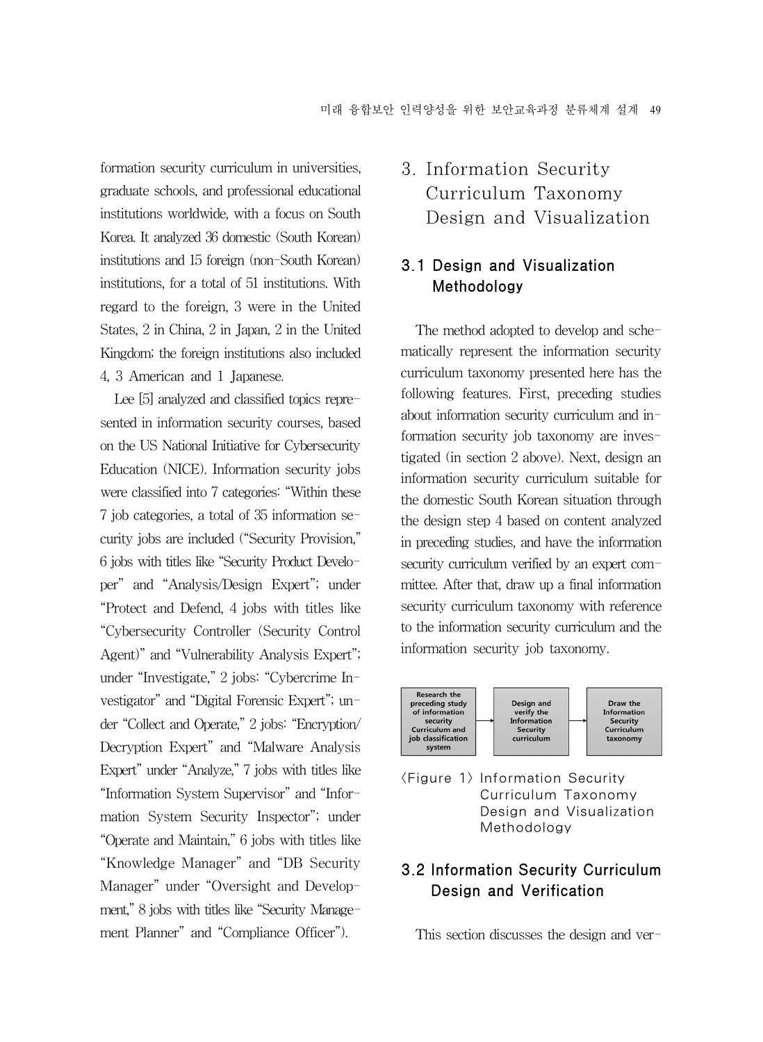formation security curriculum in universities, graduate schools, and professional educational institutions worldwide, with a focus on South Korea. It analyzed 36 domestic (South Korean) institutions and 15 foreign (non-South Korean) institutions, for a total of 51 institutions. With regard to the foreign, 3 were in the United States, 2 in China, 2 in Japan, 2 in the United Kingdom; the foreign institutions also included 4, 3 American and 1 Japanese.

Lee [5] analyzed and classified topics represented in information security courses, based on the US National Initiative for Cybersecurity Education (NICE). Information security jobs were classified into 7 categories: "Within these 7 job categories, a total of 35 information security jobs are included ("Security Provision," 6 jobs with titles like "Security Product Developer" and "Analysis/Design Expert"; under "Protect and Defend, 4 jobs with titles like "Cybersecurity Controller (Security Control Agent)" and "Vulnerability Analysis Expert"; under "Investigate," 2 jobs: "Cybercrime Investigator" and "Digital Forensic Expert"; under "Collect and Operate," 2 jobs: "Encryption/Decryption Expert" and "Malware Analysis Expert" under "Analyze," 7 jobs with titles like "Information System Supervisor" and "Information System Security Inspector"; under "Operate and Maintain," 6 jobs with titles like "Knowledge Manager" and "DB Security Manager" under "Oversight and Development," 8 jobs with titles like "Security Management Planner" and "Compliance Officer").

# 3. Information Security Curriculum Taxonomy Design and Visualization

## 3.1 Design and Visualization Methodology

The method adopted to develop and schematically represent the information security curriculum taxonomy presented here has the following features. First, preceding studies about information security curriculum and information security job taxonomy are investigated (in section 2 above). Next, design an information security curriculum suitable for the domestic South Korean situation through the design step 4 based on content analyzed in preceding studies, and have the information security curriculum verified by an expert committee. After that, draw up a final information security curriculum taxonomy with reference to the information security curriculum and the information security job taxonomy.

Research the preceding study of information security Curriculum and job classification system → Design and verify the Information Security curriculum → Draw the Information Security Curriculum taxonomy

〈Figure 1〉 Information Security Curriculum Taxonomy Design and Visualization Methodology

## 3.2 Information Security Curriculum Design and Verification

This section discusses the design and ver-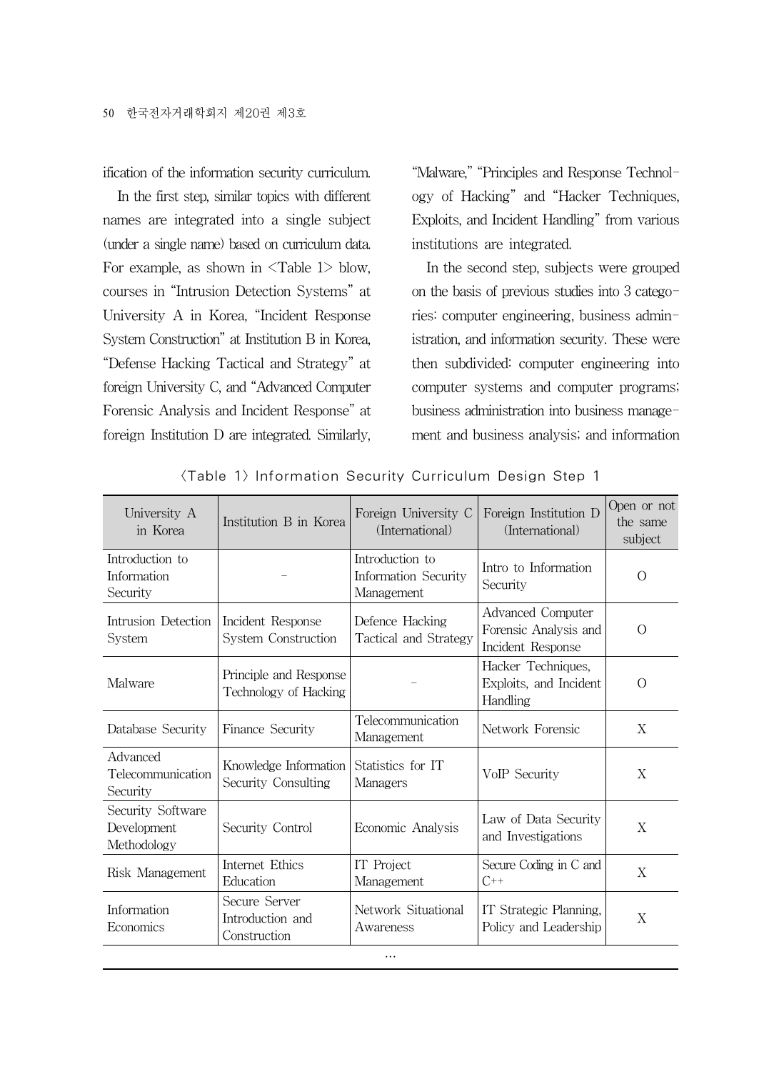ification of the information security curriculum.

In the first step, similar topics with different names are integrated into a single subject (under a single name) based on curriculum data. For example, as shown in <Table 1> blow, courses in "Intrusion Detection Systems" at University A in Korea, "Incident Response System Construction" at Institution B in Korea, "Defense Hacking Tactical and Strategy" at foreign University C, and "Advanced Computer Forensic Analysis and Incident Response" at foreign Institution D are integrated. Similarly, "Malware," "Principles and Response Technology of Hacking" and "Hacker Techniques, Exploits, and Incident Handling" from various institutions are integrated.

In the second step, subjects were grouped on the basis of previous studies into 3 categories: computer engineering, business administration, and information security. These were then subdivided: computer engineering into computer systems and computer programs; business administration into business management and business analysis; and information

〈Table 1〉 Information Security Curriculum Design Step 1

| University A in Korea | Institution B in Korea | Foreign University C (International) | Foreign Institution D (International) | Open or not the same subject |
|---|---|---|---|---|
| Introduction to Information Security | - | Introduction to Information Security Management | Intro to Information Security | O |
| Intrusion Detection System | Incident Response System Construction | Defence Hacking Tactical and Strategy | Advanced Computer Forensic Analysis and Incident Response | O |
| Malware | Principle and Response Technology of Hacking | - | Hacker Techniques, Exploits, and Incident Handling | O |
| Database Security | Finance Security | Telecommunication Management | Network Forensic | X |
| Advanced Telecommunication Security | Knowledge Information Security Consulting | Statistics for IT Managers | VoIP Security | X |
| Security Software Development Methodology | Security Control | Economic Analysis | Law of Data Security and Investigations | X |
| Risk Management | Internet Ethics Education | IT Project Management | Secure Coding in C and C++ | X |
| Information Economics | Secure Server Introduction and Construction | Network Situational Awareness | IT Strategic Planning, Policy and Leadership | X |
| … | | | | |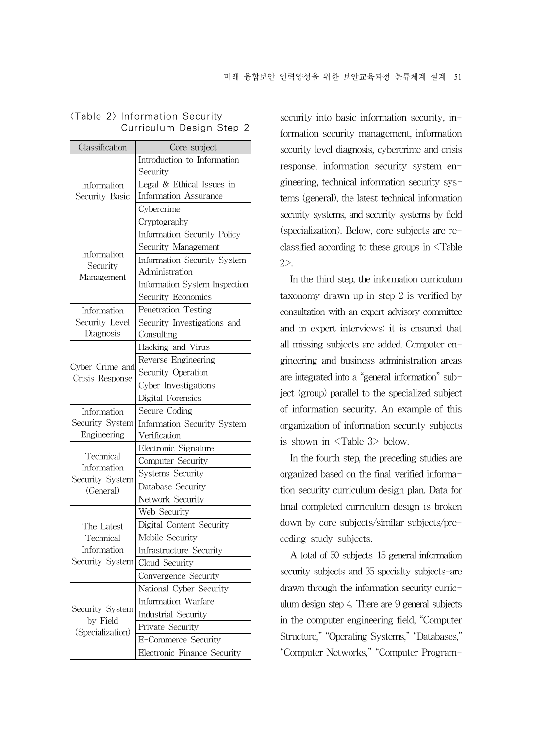〈Table 2〉 Information Security Curriculum Design Step 2

| Classification | Core subject |
|---|---|
| Information Security Basic | Introduction to Information Security |
| | Legal & Ethical Issues in Information Assurance |
| | Cybercrime |
| | Cryptography |
| Information Security Management | Information Security Policy |
| | Security Management |
| | Information Security System Administration |
| | Information System Inspection |
| | Security Economics |
| Information Security Level Diagnosis | Penetration Testing |
| | Security Investigations and Consulting |
| Cyber Crime and Crisis Response | Hacking and Virus |
| | Reverse Engineering |
| | Security Operation |
| | Cyber Investigations |
| | Digital Forensics |
| Information Security System Engineering | Secure Coding |
| | Information Security System Verification |
| Technical Information Security System (General) | Electronic Signature |
| | Computer Security |
| | Systems Security |
| | Database Security |
| | Network Security |
| The Latest Technical Information Security System | Web Security |
| | Digital Content Security |
| | Mobile Security |
| | Infrastructure Security |
| | Cloud Security |
| | Convergence Security |
| Security System by Field (Specialization) | National Cyber Security |
| | Information Warfare |
| | Industrial Security |
| | Private Security |
| | E-Commerce Security |
| | Electronic Finance Security |

security into basic information security, information security management, information security level diagnosis, cybercrime and crisis response, information security system engineering, technical information security systems (general), the latest technical information security systems, and security systems by field (specialization). Below, core subjects are reclassified according to these groups in <Table 2>.

In the third step, the information curriculum taxonomy drawn up in step 2 is verified by consultation with an expert advisory committee and in expert interviews; it is ensured that all missing subjects are added. Computer engineering and business administration areas are integrated into a "general information" subject (group) parallel to the specialized subject of information security. An example of this organization of information security subjects is shown in <Table 3> below.

In the fourth step, the preceding studies are organized based on the final verified information security curriculum design plan. Data for final completed curriculum design is broken down by core subjects/similar subjects/preceding study subjects.

A total of 50 subjects-15 general information security subjects and 35 specialty subjects-are drawn through the information security curriculum design step 4. There are 9 general subjects in the computer engineering field, "Computer Structure," "Operating Systems," "Databases," "Computer Networks," "Computer Program-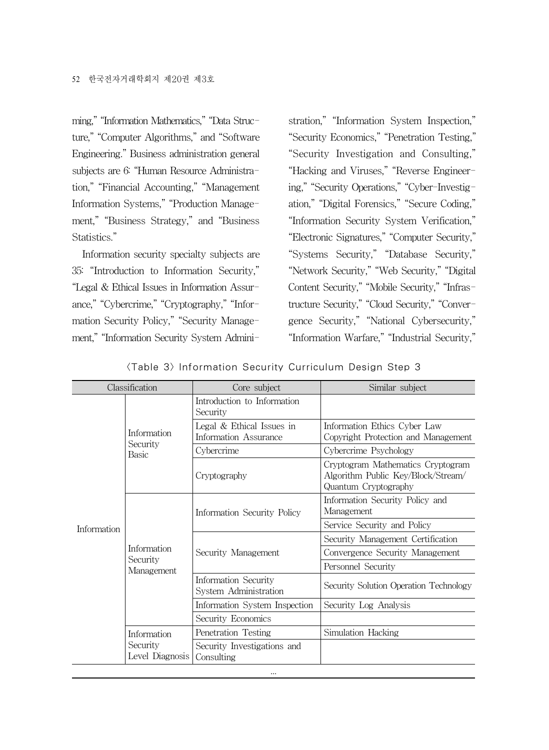ming," "Information Mathematics," "Data Structure," "Computer Algorithms," and "Software Engineering." Business administration general subjects are 6: "Human Resource Administration," "Financial Accounting," "Management Information Systems," "Production Management," "Business Strategy," and "Business Statistics."

Information security specialty subjects are 35: "Introduction to Information Security," "Legal & Ethical Issues in Information Assurance," "Cybercrime," "Cryptography," "Information Security Policy," "Security Management," "Information Security System Administration," "Information System Inspection," "Security Economics," "Penetration Testing," "Security Investigation and Consulting," "Hacking and Viruses," "Reverse Engineering," "Security Operations," "Cyber-Investigation," "Digital Forensics," "Secure Coding," "Information Security System Verification," "Electronic Signatures," "Computer Security," "Systems Security," "Database Security," "Network Security," "Web Security," "Digital Content Security," "Mobile Security," "Infrastructure Security," "Cloud Security," "Convergence Security," "National Cybersecurity," "Information Warfare," "Industrial Security,"

〈Table 3〉 Information Security Curriculum Design Step 3

| Classification | | Core subject | Similar subject |
|---|---|---|---|
| Information | Information Security Basic | Introduction to Information Security | |
| | | Legal & Ethical Issues in Information Assurance | Information Ethics Cyber Law Copyright Protection and Management |
| | | Cybercrime | Cybercrime Psychology |
| | | Cryptography | Cryptogram Mathematics Cryptogram Algorithm Public Key/Block/Stream/ Quantum Cryptography |
| | Information Security Management | Information Security Policy | Information Security Policy and Management |
| | | | Service Security and Policy |
| | | Security Management | Security Management Certification |
| | | | Convergence Security Management |
| | | | Personnel Security |
| | | Information Security System Administration | Security Solution Operation Technology |
| | | Information System Inspection | Security Log Analysis |
| | | Security Economics | |
| | Information Security Level Diagnosis | Penetration Testing | Simulation Hacking |
| | | Security Investigations and Consulting | |
| ... | | | |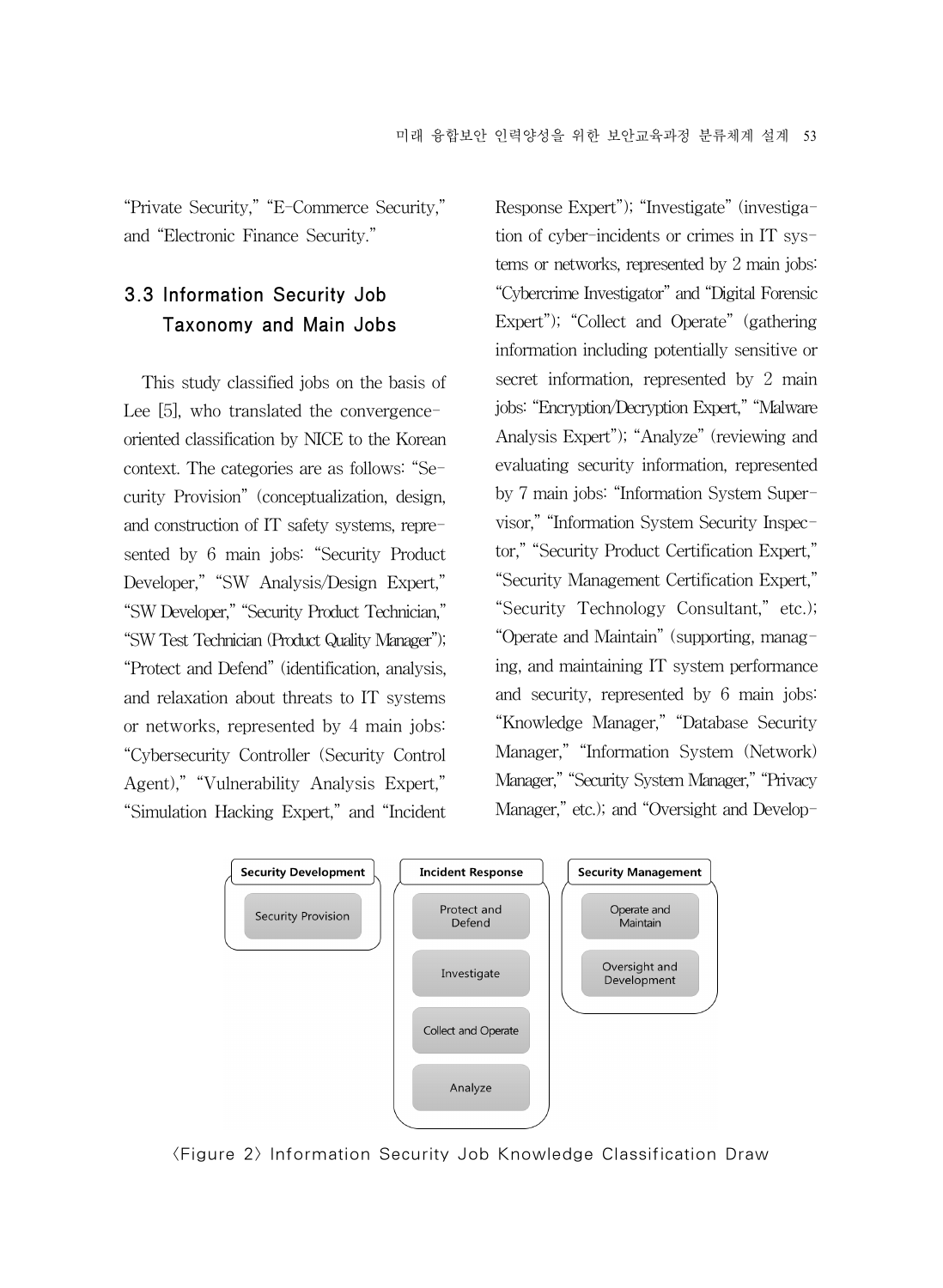"Private Security," "E-Commerce Security," and "Electronic Finance Security."

## 3.3 Information Security Job Taxonomy and Main Jobs

This study classified jobs on the basis of Lee [5], who translated the convergence-oriented classification by NICE to the Korean context. The categories are as follows: "Security Provision" (conceptualization, design, and construction of IT safety systems, represented by 6 main jobs: "Security Product Developer," "SW Analysis/Design Expert," "SW Developer," "Security Product Technician," "SW Test Technician (Product Quality Manager"); "Protect and Defend" (identification, analysis, and relaxation about threats to IT systems or networks, represented by 4 main jobs: "Cybersecurity Controller (Security Control Agent)," "Vulnerability Analysis Expert," "Simulation Hacking Expert," and "Incident Response Expert"); "Investigate" (investigation of cyber-incidents or crimes in IT systems or networks, represented by 2 main jobs: "Cybercrime Investigator" and "Digital Forensic Expert"); "Collect and Operate" (gathering information including potentially sensitive or secret information, represented by 2 main jobs: "Encryption/Decryption Expert," "Malware Analysis Expert"); "Analyze" (reviewing and evaluating security information, represented by 7 main jobs: "Information System Supervisor," "Information System Security Inspector," "Security Product Certification Expert," "Security Management Certification Expert," "Security Technology Consultant," etc.); "Operate and Maintain" (supporting, managing, and maintaining IT system performance and security, represented by 6 main jobs: "Knowledge Manager," "Database Security Manager," "Information System (Network) Manager," "Security System Manager," "Privacy Manager," etc.); and "Oversight and Develop-

| Security Development | Incident Response | Security Management |
|---|---|---|
| Security Provision | Protect and Defend | Operate and Maintain |
| | Investigate | Oversight and Development |
| | Collect and Operate | |
| | Analyze | |

〈Figure 2〉 Information Security Job Knowledge Classification Draw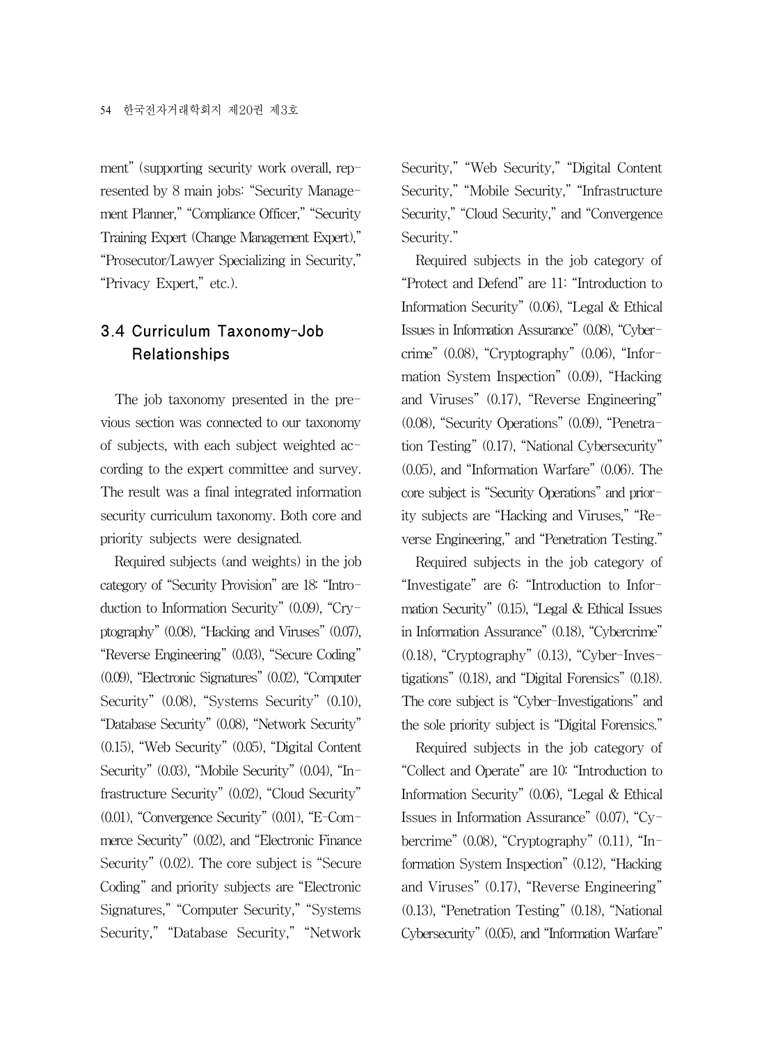ment" (supporting security work overall, represented by 8 main jobs: "Security Management Planner," "Compliance Officer," "Security Training Expert (Change Management Expert)," "Prosecutor/Lawyer Specializing in Security," "Privacy Expert," etc.).

## 3.4 Curriculum Taxonomy-Job Relationships

The job taxonomy presented in the previous section was connected to our taxonomy of subjects, with each subject weighted according to the expert committee and survey. The result was a final integrated information security curriculum taxonomy. Both core and priority subjects were designated.

Required subjects (and weights) in the job category of "Security Provision" are 18: "Introduction to Information Security" (0.09), "Cryptography" (0.08), "Hacking and Viruses" (0.07), "Reverse Engineering" (0.03), "Secure Coding" (0.09), "Electronic Signatures" (0.02), "Computer Security" (0.08), "Systems Security" (0.10), "Database Security" (0.08), "Network Security" (0.15), "Web Security" (0.05), "Digital Content Security" (0.03), "Mobile Security" (0.04), "Infrastructure Security" (0.02), "Cloud Security" (0.01), "Convergence Security" (0.01), "E-Commerce Security" (0.02), and "Electronic Finance Security" (0.02). The core subject is "Secure Coding" and priority subjects are "Electronic Signatures," "Computer Security," "Systems Security," "Database Security," "Network Security," "Web Security," "Digital Content Security," "Mobile Security," "Infrastructure Security," "Cloud Security," and "Convergence Security."

Required subjects in the job category of "Protect and Defend" are 11: "Introduction to Information Security" (0.06), "Legal & Ethical Issues in Information Assurance" (0.08), "Cybercrime" (0.08), "Cryptography" (0.06), "Information System Inspection" (0.09), "Hacking and Viruses" (0.17), "Reverse Engineering" (0.08), "Security Operations" (0.09), "Penetration Testing" (0.17), "National Cybersecurity" (0.05), and "Information Warfare" (0.06). The core subject is "Security Operations" and priority subjects are "Hacking and Viruses," "Reverse Engineering," and "Penetration Testing."

Required subjects in the job category of "Investigate" are 6: "Introduction to Information Security" (0.15), "Legal & Ethical Issues in Information Assurance" (0.18), "Cybercrime" (0.18), "Cryptography" (0.13), "Cyber-Investigations" (0.18), and "Digital Forensics" (0.18). The core subject is "Cyber-Investigations" and the sole priority subject is "Digital Forensics."

Required subjects in the job category of "Collect and Operate" are 10: "Introduction to Information Security" (0.06), "Legal & Ethical Issues in Information Assurance" (0.07), "Cybercrime" (0.08), "Cryptography" (0.11), "Information System Inspection" (0.12), "Hacking and Viruses" (0.17), "Reverse Engineering" (0.13), "Penetration Testing" (0.18), "National Cybersecurity" (0.05), and "Information Warfare"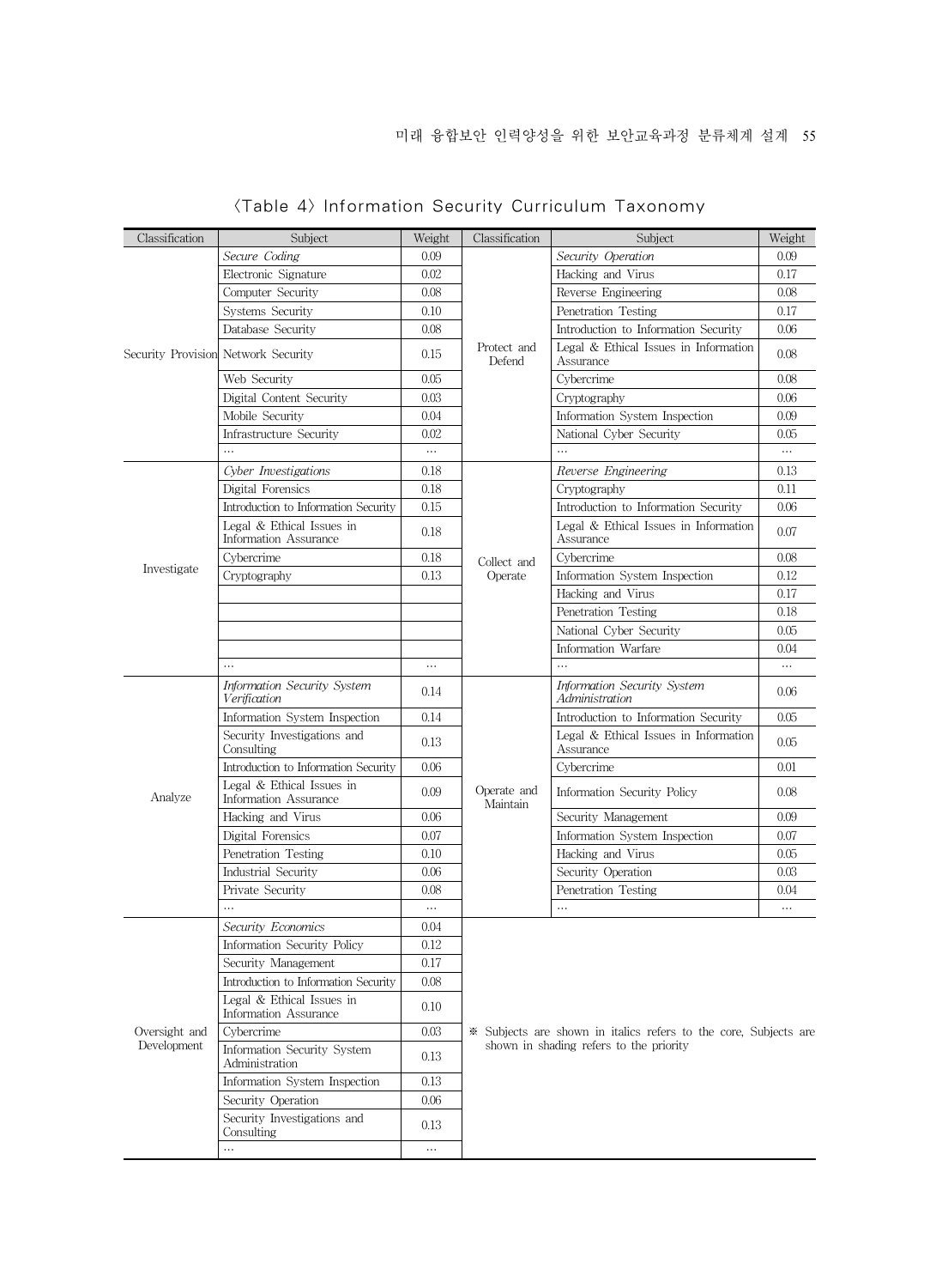〈Table 4〉 Information Security Curriculum Taxonomy

| Classification | Subject | Weight | Classification | Subject | Weight |
|---|---|---|---|---|---|
| Security Provision | *Secure Coding* | 0.09 | Protect and Defend | *Security Operation* | 0.09 |
| | Electronic Signature | 0.02 | | Hacking and Virus | 0.17 |
| | Computer Security | 0.08 | | Reverse Engineering | 0.08 |
| | Systems Security | 0.10 | | Penetration Testing | 0.17 |
| | Database Security | 0.08 | | Introduction to Information Security | 0.06 |
| | Network Security | 0.15 | | Legal & Ethical Issues in Information Assurance | 0.08 |
| | Web Security | 0.05 | | Cybercrime | 0.08 |
| | Digital Content Security | 0.03 | | Cryptography | 0.06 |
| | Mobile Security | 0.04 | | Information System Inspection | 0.09 |
| | Infrastructure Security | 0.02 | | National Cyber Security | 0.05 |
| | … | … | | … | … |
| Investigate | *Cyber Investigations* | 0.18 | Collect and Operate | *Reverse Engineering* | 0.13 |
| | Digital Forensics | 0.18 | | Cryptography | 0.11 |
| | Introduction to Information Security | 0.15 | | Introduction to Information Security | 0.06 |
| | Legal & Ethical Issues in Information Assurance | 0.18 | | Legal & Ethical Issues in Information Assurance | 0.07 |
| | Cybercrime | 0.18 | | Cybercrime | 0.08 |
| | Cryptography | 0.13 | | Information System Inspection | 0.12 |
| | | | | Hacking and Virus | 0.17 |
| | | | | Penetration Testing | 0.18 |
| | | | | National Cyber Security | 0.05 |
| | | | | Information Warfare | 0.04 |
| | … | … | | … | … |
| Analyze | *Information Security System Verification* | 0.14 | Operate and Maintain | *Information Security System Administration* | 0.06 |
| | Information System Inspection | 0.14 | | Introduction to Information Security | 0.05 |
| | Security Investigations and Consulting | 0.13 | | Legal & Ethical Issues in Information Assurance | 0.05 |
| | Introduction to Information Security | 0.06 | | Cybercrime | 0.01 |
| | Legal & Ethical Issues in Information Assurance | 0.09 | | Information Security Policy | 0.08 |
| | Hacking and Virus | 0.06 | | Security Management | 0.09 |
| | Digital Forensics | 0.07 | | Information System Inspection | 0.07 |
| | Penetration Testing | 0.10 | | Hacking and Virus | 0.05 |
| | Industrial Security | 0.06 | | Security Operation | 0.03 |
| | Private Security | 0.08 | | Penetration Testing | 0.04 |
| | … | … | | … | … |
| Oversight and Development | *Security Economics* | 0.04 | | | |
| | Information Security Policy | 0.12 | | | |
| | Security Management | 0.17 | | | |
| | Introduction to Information Security | 0.08 | | | |
| | Legal & Ethical Issues in Information Assurance | 0.10 | | | |
| | Cybercrime | 0.03 | | | |
| | Information Security System Administration | 0.13 | | | |
| | Information System Inspection | 0.13 | | | |
| | Security Operation | 0.06 | | | |
| | Security Investigations and Consulting | 0.13 | | | |
| | … | … | | | |

※ Subjects are shown in italics refers to the core, Subjects are shown in shading refers to the priority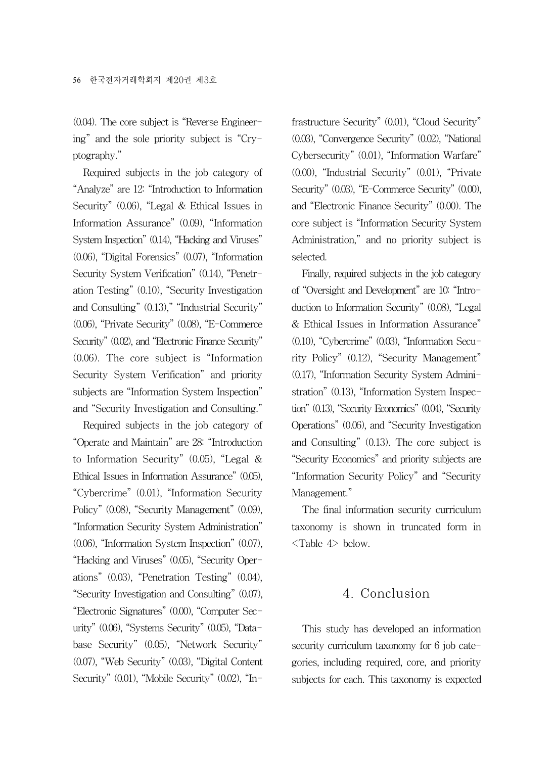(0.04). The core subject is "Reverse Engineering" and the sole priority subject is "Cryptography."

Required subjects in the job category of "Analyze" are 12: "Introduction to Information Security" (0.06), "Legal & Ethical Issues in Information Assurance" (0.09), "Information System Inspection" (0.14), "Hacking and Viruses" (0.06), "Digital Forensics" (0.07), "Information Security System Verification" (0.14), "Penetration Testing" (0.10), "Security Investigation and Consulting" (0.13)," "Industrial Security" (0.06), "Private Security" (0.08), "E-Commerce Security" (0.02), and "Electronic Finance Security" (0.06). The core subject is "Information Security System Verification" and priority subjects are "Information System Inspection" and "Security Investigation and Consulting."

Required subjects in the job category of "Operate and Maintain" are 28: "Introduction to Information Security" (0.05), "Legal & Ethical Issues in Information Assurance" (0.05), "Cybercrime" (0.01), "Information Security Policy" (0.08), "Security Management" (0.09), "Information Security System Administration" (0.06), "Information System Inspection" (0.07), "Hacking and Viruses" (0.05), "Security Operations" (0.03), "Penetration Testing" (0.04), "Security Investigation and Consulting" (0.07), "Electronic Signatures" (0.00), "Computer Security" (0.06), "Systems Security" (0.05), "Database Security" (0.05), "Network Security" (0.07), "Web Security" (0.03), "Digital Content Security" (0.01), "Mobile Security" (0.02), "Infrastructure Security" (0.01), "Cloud Security" (0.03), "Convergence Security" (0.02), "National Cybersecurity" (0.01), "Information Warfare" (0.00), "Industrial Security" (0.01), "Private Security" (0.03), "E-Commerce Security" (0.00), and "Electronic Finance Security" (0.00). The core subject is "Information Security System Administration," and no priority subject is selected.

Finally, required subjects in the job category of "Oversight and Development" are 10: "Introduction to Information Security" (0.08), "Legal & Ethical Issues in Information Assurance" (0.10), "Cybercrime" (0.03), "Information Security Policy" (0.12), "Security Management" (0.17), "Information Security System Administration" (0.13), "Information System Inspection" (0.13), "Security Economics" (0.04), "Security Operations" (0.06), and "Security Investigation and Consulting" (0.13). The core subject is "Security Economics" and priority subjects are "Information Security Policy" and "Security Management."

The final information security curriculum taxonomy is shown in truncated form in <Table 4> below.

## 4. Conclusion

This study has developed an information security curriculum taxonomy for 6 job categories, including required, core, and priority subjects for each. This taxonomy is expected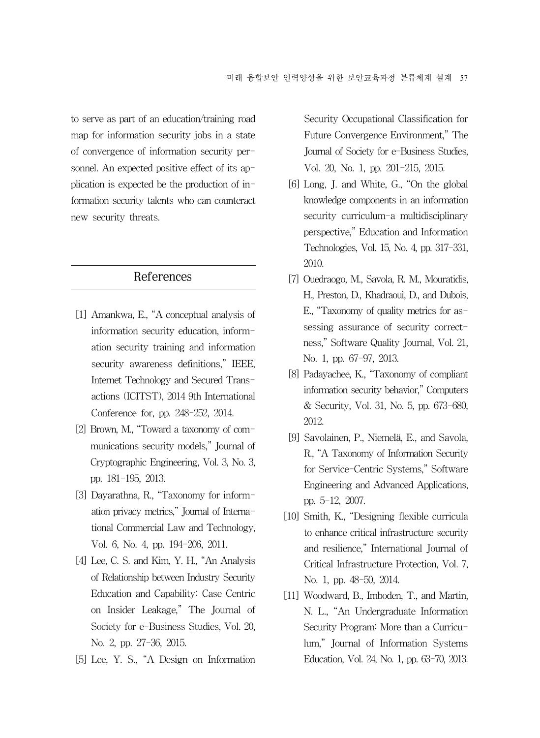to serve as part of an education/training road map for information security jobs in a state of convergence of information security personnel. An expected positive effect of its application is expected be the production of information security talents who can counteract new security threats.

## References

[1] Amankwa, E., "A conceptual analysis of information security education, information security training and information security awareness definitions," IEEE, Internet Technology and Secured Transactions (ICITST), 2014 9th International Conference for, pp. 248-252, 2014.

[2] Brown, M., "Toward a taxonomy of communications security models," Journal of Cryptographic Engineering, Vol. 3, No. 3, pp. 181-195, 2013.

[3] Dayarathna, R., "Taxonomy for information privacy metrics," Journal of International Commercial Law and Technology, Vol. 6, No. 4, pp. 194-206, 2011.

[4] Lee, C. S. and Kim, Y. H., "An Analysis of Relationship between Industry Security Education and Capability: Case Centric on Insider Leakage," The Journal of Society for e-Business Studies, Vol. 20, No. 2, pp. 27-36, 2015.

[5] Lee, Y. S., "A Design on Information Security Occupational Classification for Future Convergence Environment," The Journal of Society for e-Business Studies, Vol. 20, No. 1, pp. 201-215, 2015.

[6] Long, J. and White, G., "On the global knowledge components in an information security curriculum-a multidisciplinary perspective," Education and Information Technologies, Vol. 15, No. 4, pp. 317-331, 2010.

[7] Ouedraogo, M., Savola, R. M., Mouratidis, H., Preston, D., Khadraoui, D., and Dubois, E., "Taxonomy of quality metrics for assessing assurance of security correctness," Software Quality Journal, Vol. 21, No. 1, pp. 67-97, 2013.

[8] Padayachee, K., "Taxonomy of compliant information security behavior," Computers & Security, Vol. 31, No. 5, pp. 673-680, 2012.

[9] Savolainen, P., Niemelä, E., and Savola, R., "A Taxonomy of Information Security for Service-Centric Systems," Software Engineering and Advanced Applications, pp. 5-12, 2007.

[10] Smith, K., "Designing flexible curricula to enhance critical infrastructure security and resilience," International Journal of Critical Infrastructure Protection, Vol. 7, No. 1, pp. 48-50, 2014.

[11] Woodward, B., Imboden, T., and Martin, N. L., "An Undergraduate Information Security Program: More than a Curriculum," Journal of Information Systems Education, Vol. 24, No. 1, pp. 63-70, 2013.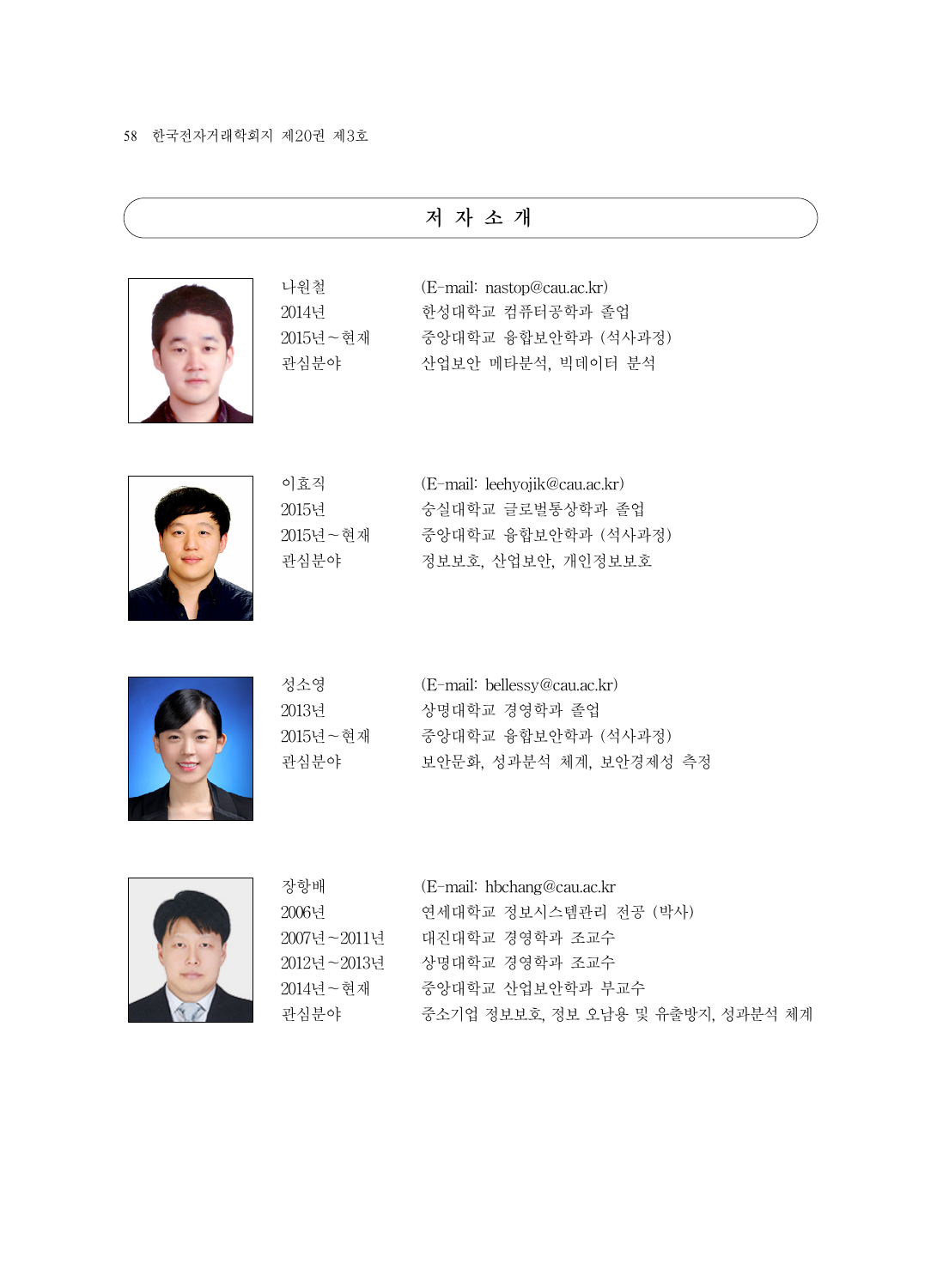## 저 자 소 개

나원철 (E-mail: nastop@cau.ac.kr)
2014년 한성대학교 컴퓨터공학과 졸업
2015년~현재 중앙대학교 융합보안학과 (석사과정)
관심분야 산업보안 메타분석, 빅데이터 분석

이효직 (E-mail: leehyojik@cau.ac.kr)
2015년 숭실대학교 글로벌통상학과 졸업
2015년~현재 중앙대학교 융합보안학과 (석사과정)
관심분야 정보보호, 산업보안, 개인정보보호

성소영 (E-mail: bellessy@cau.ac.kr)
2013년 상명대학교 경영학과 졸업
2015년~현재 중앙대학교 융합보안학과 (석사과정)
관심분야 보안문화, 성과분석 체계, 보안경제성 측정

장항배 (E-mail: hbchang@cau.ac.kr
2006년 연세대학교 정보시스템관리 전공 (박사)
2007년~2011년 대진대학교 경영학과 조교수
2012년~2013년 상명대학교 경영학과 조교수
2014년~현재 중앙대학교 산업보안학과 부교수
관심분야 중소기업 정보보호, 정보 오남용 및 유출방지, 성과분석 체계